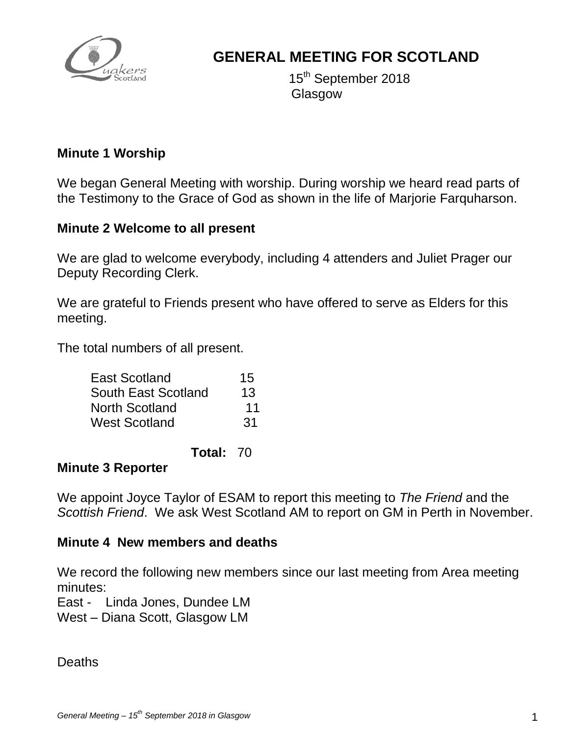# GENERAL MEETING FOR SCOTLAND

15th September 2018
Glasgow

## Minute 1 Worship

We began General Meeting with worship. During worship we heard read parts of the Testimony to the Grace of God as shown in the life of Marjorie Farquharson.

## Minute 2 Welcome to all present

We are glad to welcome everybody, including 4 attenders and Juliet Prager our Deputy Recording Clerk.

We are grateful to Friends present who have offered to serve as Elders for this meeting.

The total numbers of all present.

| | |
|---|---|
| East Scotland | 15 |
| South East Scotland | 13 |
| North Scotland | 11 |
| West Scotland | 31 |
| **Total:** | 70 |

## Minute 3 Reporter

We appoint Joyce Taylor of ESAM to report this meeting to *The Friend* and the *Scottish Friend*. We ask West Scotland AM to report on GM in Perth in November.

## Minute 4 New members and deaths

We record the following new members since our last meeting from Area meeting minutes:
East - Linda Jones, Dundee LM
West – Diana Scott, Glasgow LM

Deaths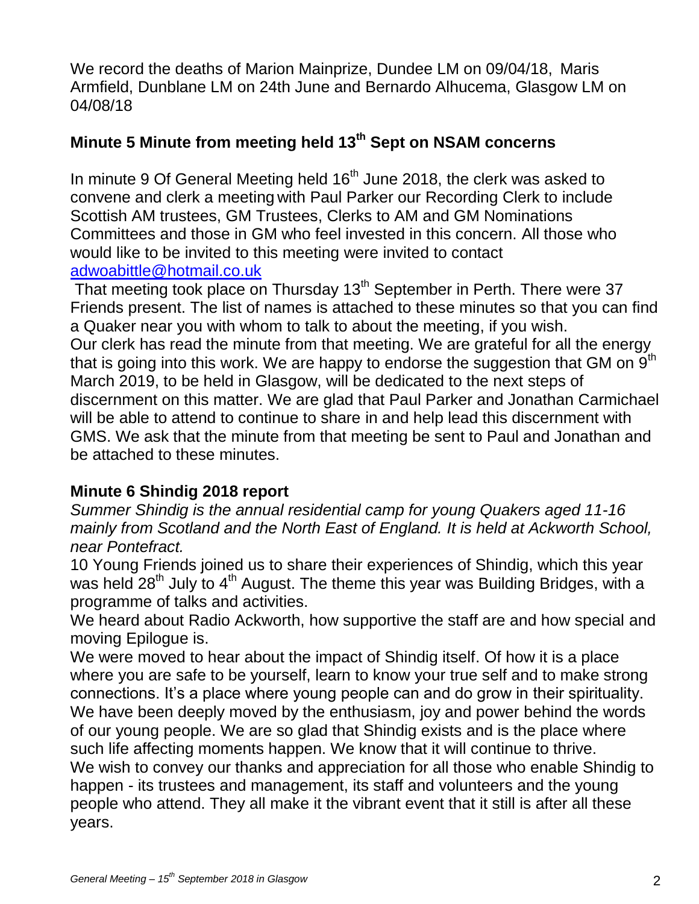We record the deaths of Marion Mainprize, Dundee LM on 09/04/18, Maris Armfield, Dunblane LM on 24th June and Bernardo Alhucema, Glasgow LM on 04/08/18

## Minute 5 Minute from meeting held 13th Sept on NSAM concerns

In minute 9 Of General Meeting held 16th June 2018, the clerk was asked to convene and clerk a meeting with Paul Parker our Recording Clerk to include Scottish AM trustees, GM Trustees, Clerks to AM and GM Nominations Committees and those in GM who feel invested in this concern. All those who would like to be invited to this meeting were invited to contact adwoabittle@hotmail.co.uk

That meeting took place on Thursday 13th September in Perth. There were 37 Friends present. The list of names is attached to these minutes so that you can find a Quaker near you with whom to talk to about the meeting, if you wish.
Our clerk has read the minute from that meeting. We are grateful for all the energy that is going into this work. We are happy to endorse the suggestion that GM on 9th March 2019, to be held in Glasgow, will be dedicated to the next steps of discernment on this matter. We are glad that Paul Parker and Jonathan Carmichael will be able to attend to continue to share in and help lead this discernment with GMS. We ask that the minute from that meeting be sent to Paul and Jonathan and be attached to these minutes.

## Minute 6 Shindig 2018 report

*Summer Shindig is the annual residential camp for young Quakers aged 11-16 mainly from Scotland and the North East of England. It is held at Ackworth School, near Pontefract.*

10 Young Friends joined us to share their experiences of Shindig, which this year was held 28th July to 4th August. The theme this year was Building Bridges, with a programme of talks and activities.
We heard about Radio Ackworth, how supportive the staff are and how special and moving Epilogue is.
We were moved to hear about the impact of Shindig itself. Of how it is a place where you are safe to be yourself, learn to know your true self and to make strong connections. It's a place where young people can and do grow in their spirituality.
We have been deeply moved by the enthusiasm, joy and power behind the words of our young people. We are so glad that Shindig exists and is the place where such life affecting moments happen. We know that it will continue to thrive.
We wish to convey our thanks and appreciation for all those who enable Shindig to happen - its trustees and management, its staff and volunteers and the young people who attend. They all make it the vibrant event that it still is after all these years.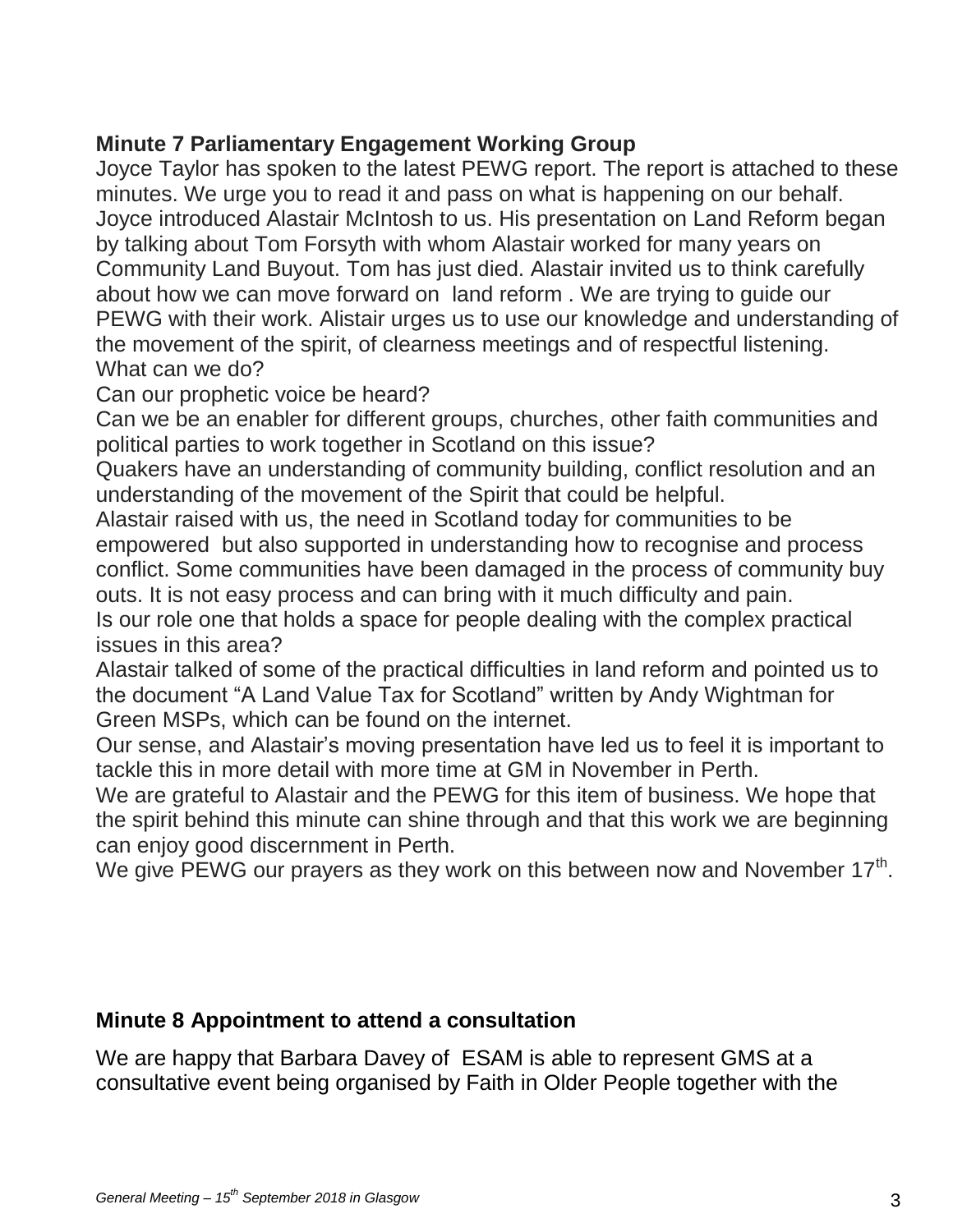**Minute 7 Parliamentary Engagement Working Group**

Joyce Taylor has spoken to the latest PEWG report. The report is attached to these minutes. We urge you to read it and pass on what is happening on our behalf. Joyce introduced Alastair McIntosh to us. His presentation on Land Reform began by talking about Tom Forsyth with whom Alastair worked for many years on Community Land Buyout. Tom has just died. Alastair invited us to think carefully about how we can move forward on land reform . We are trying to guide our PEWG with their work. Alistair urges us to use our knowledge and understanding of the movement of the spirit, of clearness meetings and of respectful listening.

What can we do?

Can our prophetic voice be heard?

Can we be an enabler for different groups, churches, other faith communities and political parties to work together in Scotland on this issue?

Quakers have an understanding of community building, conflict resolution and an understanding of the movement of the Spirit that could be helpful.

Alastair raised with us, the need in Scotland today for communities to be empowered but also supported in understanding how to recognise and process conflict. Some communities have been damaged in the process of community buy outs. It is not easy process and can bring with it much difficulty and pain.

Is our role one that holds a space for people dealing with the complex practical issues in this area?

Alastair talked of some of the practical difficulties in land reform and pointed us to the document "A Land Value Tax for Scotland" written by Andy Wightman for Green MSPs, which can be found on the internet.

Our sense, and Alastair's moving presentation have led us to feel it is important to tackle this in more detail with more time at GM in November in Perth.

We are grateful to Alastair and the PEWG for this item of business. We hope that the spirit behind this minute can shine through and that this work we are beginning can enjoy good discernment in Perth.

We give PEWG our prayers as they work on this between now and November 17th.

**Minute 8 Appointment to attend a consultation**

We are happy that Barbara Davey of ESAM is able to represent GMS at a consultative event being organised by Faith in Older People together with the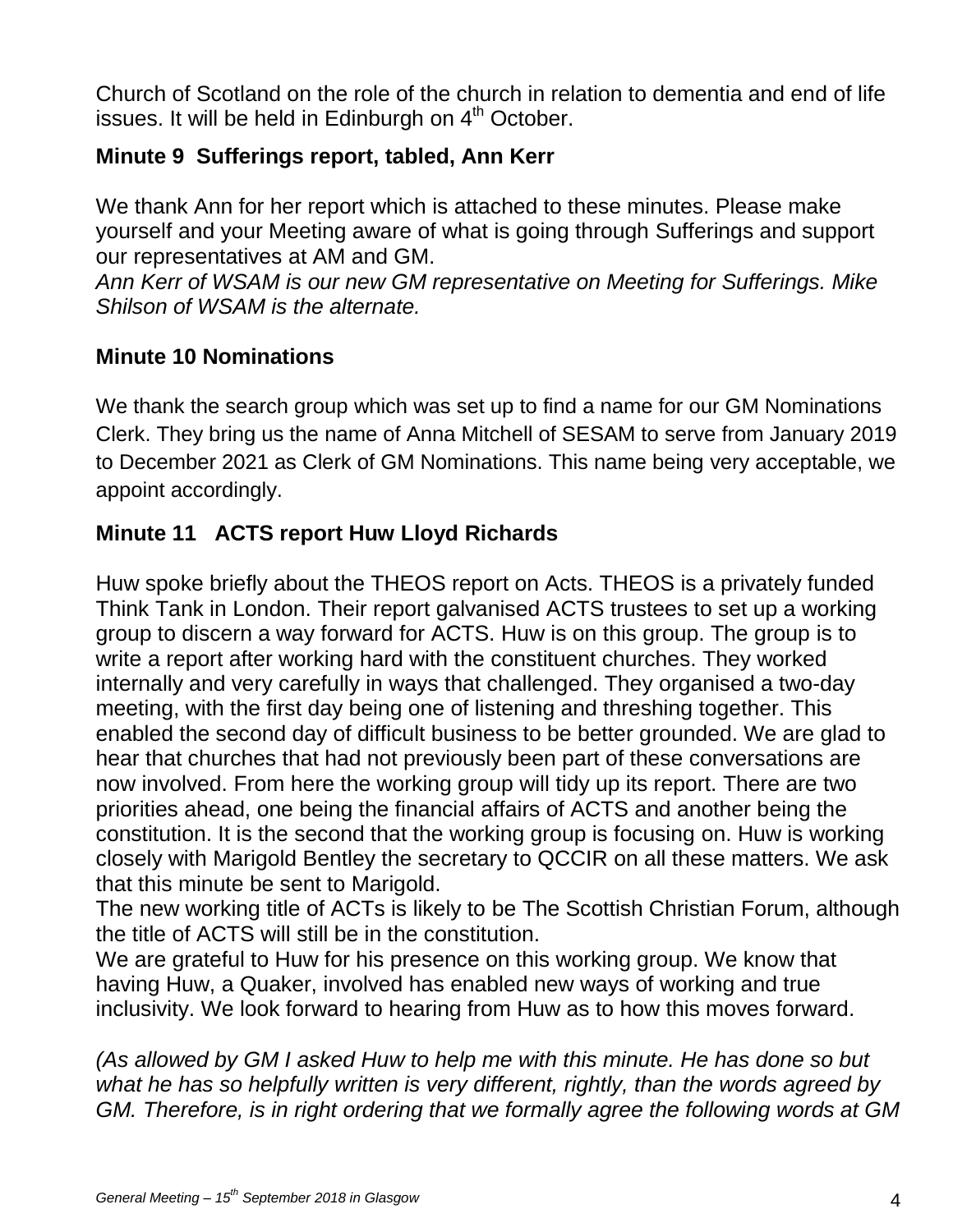Church of Scotland on the role of the church in relation to dementia and end of life issues. It will be held in Edinburgh on 4th October.

### Minute 9 Sufferings report, tabled, Ann Kerr

We thank Ann for her report which is attached to these minutes. Please make yourself and your Meeting aware of what is going through Sufferings and support our representatives at AM and GM.

*Ann Kerr of WSAM is our new GM representative on Meeting for Sufferings. Mike Shilson of WSAM is the alternate.*

### Minute 10 Nominations

We thank the search group which was set up to find a name for our GM Nominations Clerk. They bring us the name of Anna Mitchell of SESAM to serve from January 2019 to December 2021 as Clerk of GM Nominations. This name being very acceptable, we appoint accordingly.

### Minute 11 ACTS report Huw Lloyd Richards

Huw spoke briefly about the THEOS report on Acts. THEOS is a privately funded Think Tank in London. Their report galvanised ACTS trustees to set up a working group to discern a way forward for ACTS. Huw is on this group. The group is to write a report after working hard with the constituent churches. They worked internally and very carefully in ways that challenged. They organised a two-day meeting, with the first day being one of listening and threshing together. This enabled the second day of difficult business to be better grounded. We are glad to hear that churches that had not previously been part of these conversations are now involved. From here the working group will tidy up its report. There are two priorities ahead, one being the financial affairs of ACTS and another being the constitution. It is the second that the working group is focusing on. Huw is working closely with Marigold Bentley the secretary to QCCIR on all these matters. We ask that this minute be sent to Marigold.

The new working title of ACTs is likely to be The Scottish Christian Forum, although the title of ACTS will still be in the constitution.

We are grateful to Huw for his presence on this working group. We know that having Huw, a Quaker, involved has enabled new ways of working and true inclusivity. We look forward to hearing from Huw as to how this moves forward.

*(As allowed by GM I asked Huw to help me with this minute. He has done so but what he has so helpfully written is very different, rightly, than the words agreed by GM. Therefore, is in right ordering that we formally agree the following words at GM*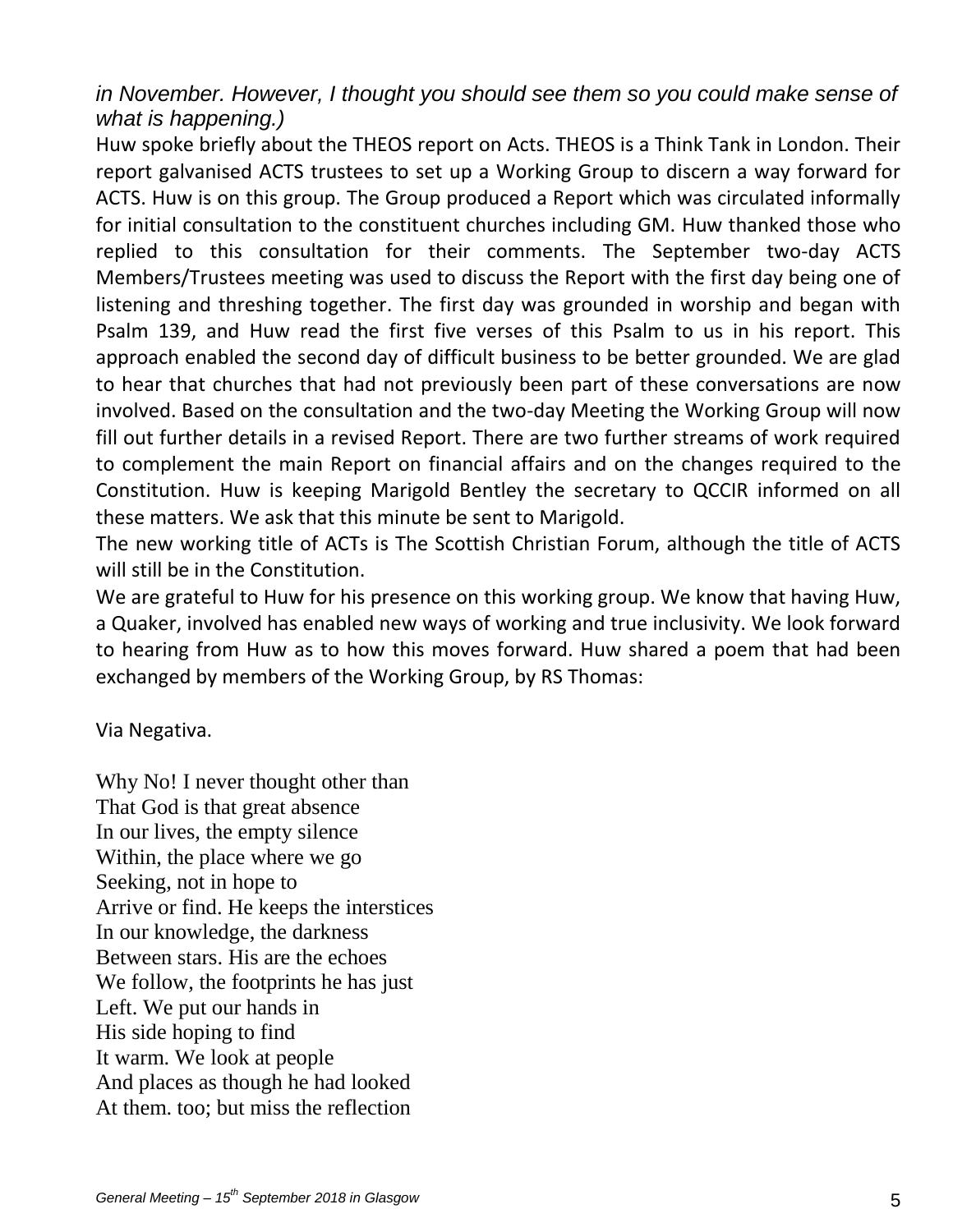*in November. However, I thought you should see them so you could make sense of what is happening.)*

Huw spoke briefly about the THEOS report on Acts. THEOS is a Think Tank in London. Their report galvanised ACTS trustees to set up a Working Group to discern a way forward for ACTS. Huw is on this group. The Group produced a Report which was circulated informally for initial consultation to the constituent churches including GM. Huw thanked those who replied to this consultation for their comments. The September two-day ACTS Members/Trustees meeting was used to discuss the Report with the first day being one of listening and threshing together. The first day was grounded in worship and began with Psalm 139, and Huw read the first five verses of this Psalm to us in his report. This approach enabled the second day of difficult business to be better grounded. We are glad to hear that churches that had not previously been part of these conversations are now involved. Based on the consultation and the two-day Meeting the Working Group will now fill out further details in a revised Report. There are two further streams of work required to complement the main Report on financial affairs and on the changes required to the Constitution. Huw is keeping Marigold Bentley the secretary to QCCIR informed on all these matters. We ask that this minute be sent to Marigold.

The new working title of ACTs is The Scottish Christian Forum, although the title of ACTS will still be in the Constitution.

We are grateful to Huw for his presence on this working group. We know that having Huw, a Quaker, involved has enabled new ways of working and true inclusivity. We look forward to hearing from Huw as to how this moves forward. Huw shared a poem that had been exchanged by members of the Working Group, by RS Thomas:

Via Negativa.

Why No! I never thought other than
That God is that great absence
In our lives, the empty silence
Within, the place where we go
Seeking, not in hope to
Arrive or find. He keeps the interstices
In our knowledge, the darkness
Between stars. His are the echoes
We follow, the footprints he has just
Left. We put our hands in
His side hoping to find
It warm. We look at people
And places as though he had looked
At them. too; but miss the reflection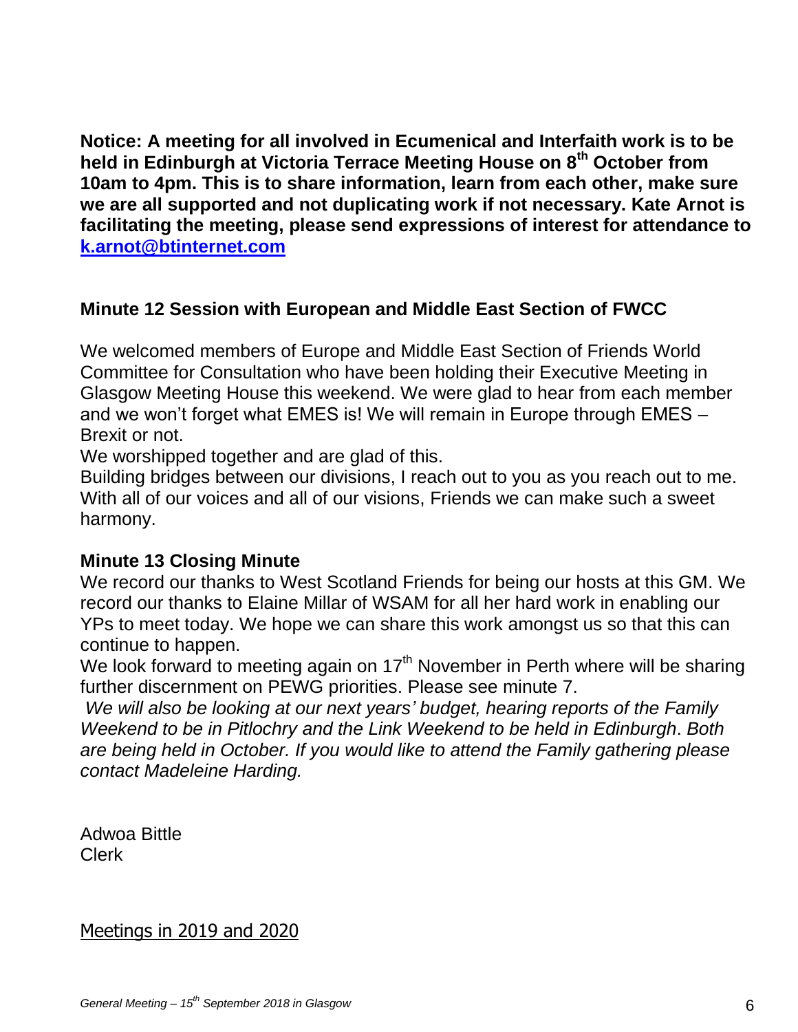**Notice: A meeting for all involved in Ecumenical and Interfaith work is to be held in Edinburgh at Victoria Terrace Meeting House on 8th October from 10am to 4pm. This is to share information, learn from each other, make sure we are all supported and not duplicating work if not necessary. Kate Arnot is facilitating the meeting, please send expressions of interest for attendance to [k.arnot@btinternet.com](mailto:k.arnot@btinternet.com)**

## Minute 12 Session with European and Middle East Section of FWCC

We welcomed members of Europe and Middle East Section of Friends World Committee for Consultation who have been holding their Executive Meeting in Glasgow Meeting House this weekend. We were glad to hear from each member and we won't forget what EMES is! We will remain in Europe through EMES – Brexit or not.

We worshipped together and are glad of this.

Building bridges between our divisions, I reach out to you as you reach out to me. With all of our voices and all of our visions, Friends we can make such a sweet harmony.

## Minute 13 Closing Minute

We record our thanks to West Scotland Friends for being our hosts at this GM. We record our thanks to Elaine Millar of WSAM for all her hard work in enabling our YPs to meet today. We hope we can share this work amongst us so that this can continue to happen.

We look forward to meeting again on 17th November in Perth where will be sharing further discernment on PEWG priorities. Please see minute 7.

*We will also be looking at our next years' budget, hearing reports of the Family Weekend to be in Pitlochry and the Link Weekend to be held in Edinburgh. Both are being held in October. If you would like to attend the Family gathering please contact Madeleine Harding.*

Adwoa Bittle
Clerk

<u>Meetings in 2019 and 2020</u>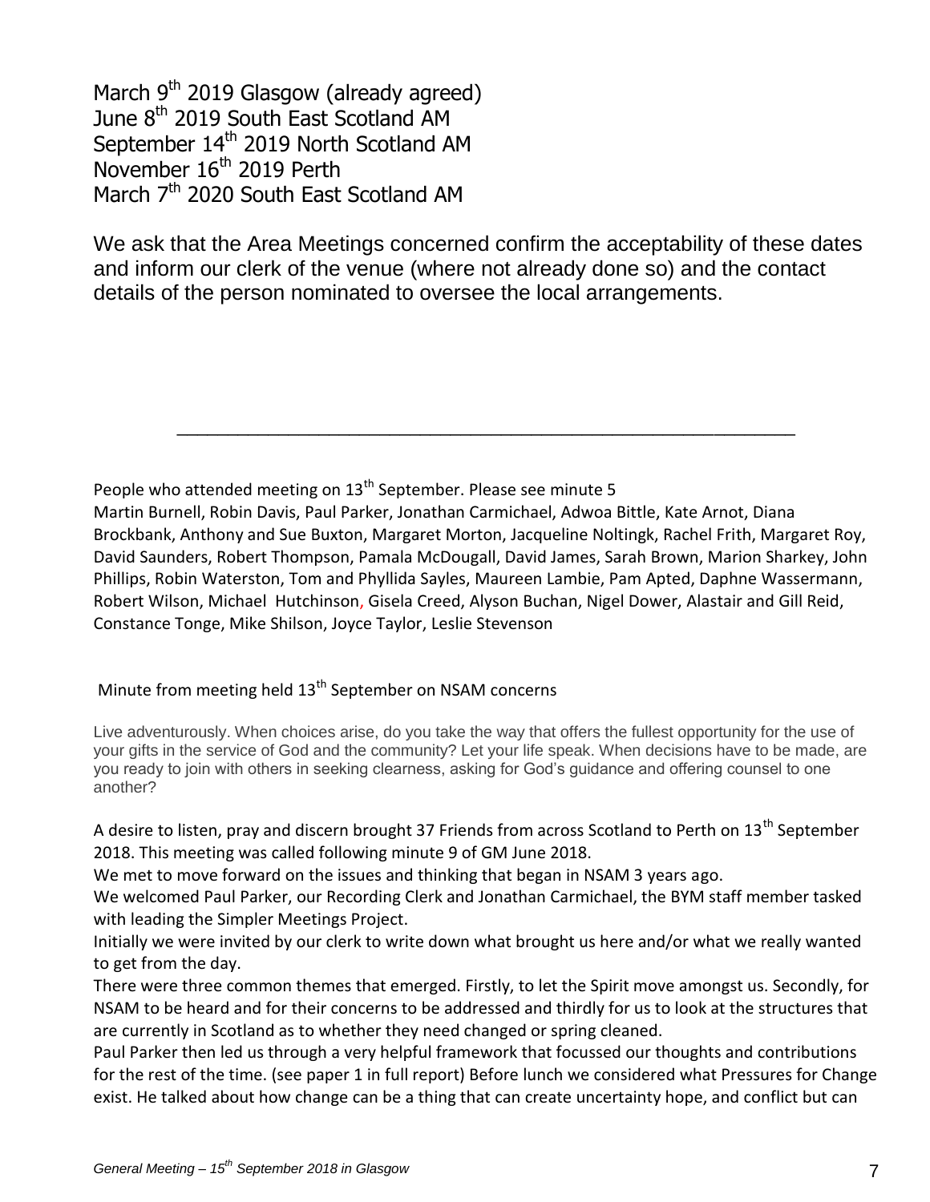March 9th 2019 Glasgow (already agreed)
June 8th 2019 South East Scotland AM
September 14th 2019 North Scotland AM
November 16th 2019 Perth
March 7th 2020 South East Scotland AM

We ask that the Area Meetings concerned confirm the acceptability of these dates and inform our clerk of the venue (where not already done so) and the contact details of the person nominated to oversee the local arrangements.

---

People who attended meeting on 13th September. Please see minute 5

Martin Burnell, Robin Davis, Paul Parker, Jonathan Carmichael, Adwoa Bittle, Kate Arnot, Diana Brockbank, Anthony and Sue Buxton, Margaret Morton, Jacqueline Noltingk, Rachel Frith, Margaret Roy, David Saunders, Robert Thompson, Pamala McDougall, David James, Sarah Brown, Marion Sharkey, John Phillips, Robin Waterston, Tom and Phyllida Sayles, Maureen Lambie, Pam Apted, Daphne Wassermann, Robert Wilson, Michael Hutchinson, Gisela Creed, Alyson Buchan, Nigel Dower, Alastair and Gill Reid, Constance Tonge, Mike Shilson, Joyce Taylor, Leslie Stevenson

Minute from meeting held 13th September on NSAM concerns

Live adventurously. When choices arise, do you take the way that offers the fullest opportunity for the use of your gifts in the service of God and the community? Let your life speak. When decisions have to be made, are you ready to join with others in seeking clearness, asking for God's guidance and offering counsel to one another?

A desire to listen, pray and discern brought 37 Friends from across Scotland to Perth on 13th September 2018. This meeting was called following minute 9 of GM June 2018.

We met to move forward on the issues and thinking that began in NSAM 3 years ago.

We welcomed Paul Parker, our Recording Clerk and Jonathan Carmichael, the BYM staff member tasked with leading the Simpler Meetings Project.

Initially we were invited by our clerk to write down what brought us here and/or what we really wanted to get from the day.

There were three common themes that emerged. Firstly, to let the Spirit move amongst us. Secondly, for NSAM to be heard and for their concerns to be addressed and thirdly for us to look at the structures that are currently in Scotland as to whether they need changed or spring cleaned.

Paul Parker then led us through a very helpful framework that focussed our thoughts and contributions for the rest of the time. (see paper 1 in full report) Before lunch we considered what Pressures for Change exist. He talked about how change can be a thing that can create uncertainty hope, and conflict but can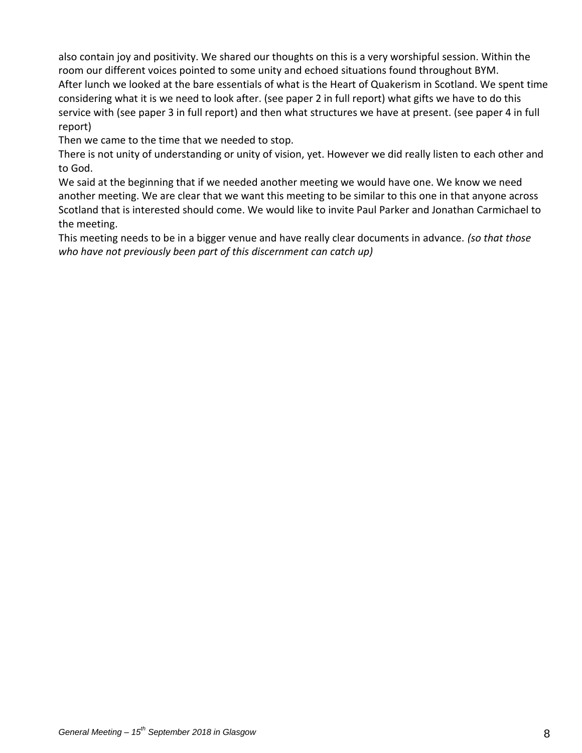also contain joy and positivity. We shared our thoughts on this is a very worshipful session. Within the room our different voices pointed to some unity and echoed situations found throughout BYM.

After lunch we looked at the bare essentials of what is the Heart of Quakerism in Scotland. We spent time considering what it is we need to look after. (see paper 2 in full report) what gifts we have to do this service with (see paper 3 in full report) and then what structures we have at present. (see paper 4 in full report)

Then we came to the time that we needed to stop.

There is not unity of understanding or unity of vision, yet. However we did really listen to each other and to God.

We said at the beginning that if we needed another meeting we would have one. We know we need another meeting. We are clear that we want this meeting to be similar to this one in that anyone across Scotland that is interested should come. We would like to invite Paul Parker and Jonathan Carmichael to the meeting.

This meeting needs to be in a bigger venue and have really clear documents in advance. *(so that those who have not previously been part of this discernment can catch up)*